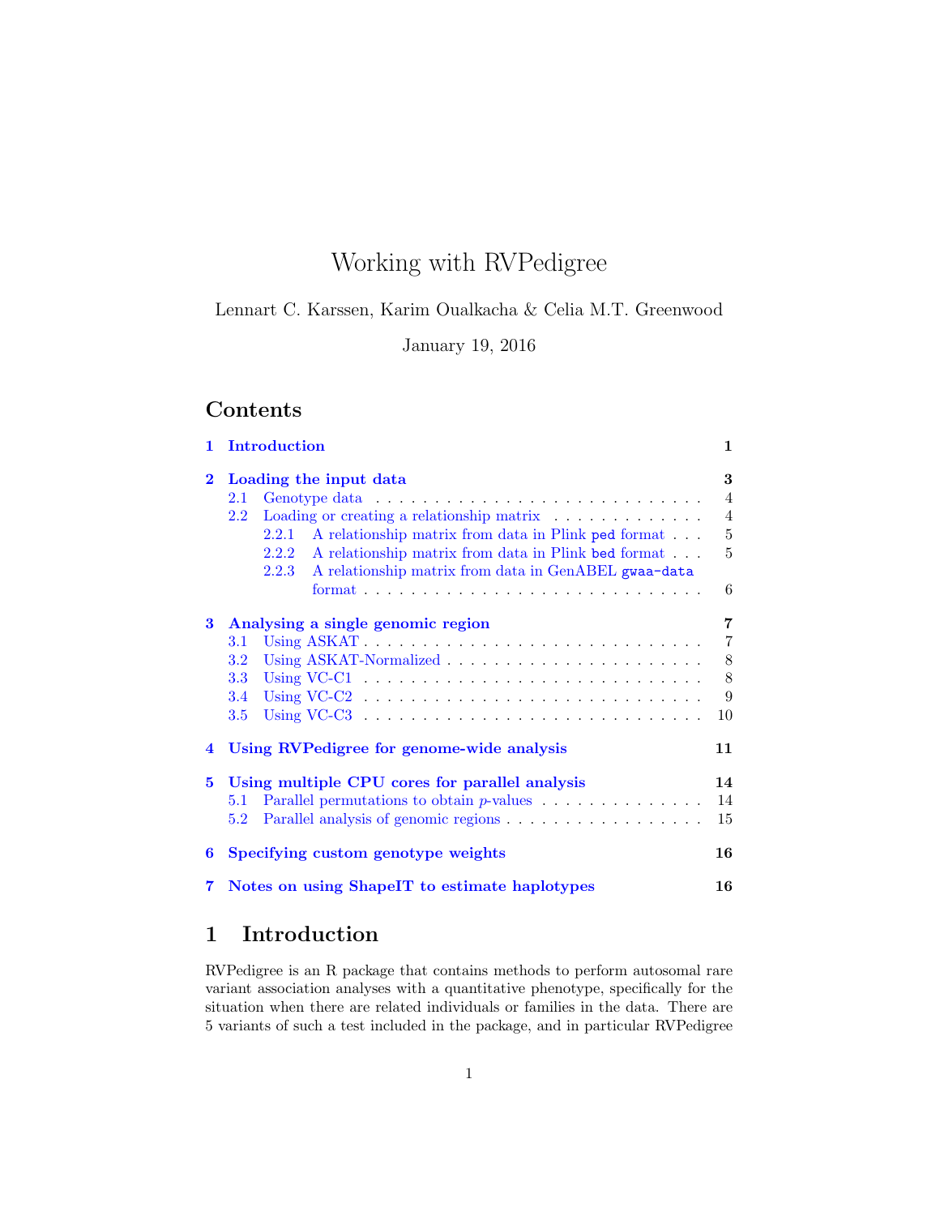# Working with RVPedigree

Lennart C. Karssen, Karim Oualkacha & Celia M.T. Greenwood

January 19, 2016

## Contents

- **1 Introduction** — 1
- **2 Loading the input data** — 3
  - 2.1 Genotype data — 4
  - 2.2 Loading or creating a relationship matrix — 4
    - 2.2.1 A relationship matrix from data in Plink `ped` format — 5
    - 2.2.2 A relationship matrix from data in Plink `bed` format — 5
    - 2.2.3 A relationship matrix from data in GenABEL `gwaa-data` format — 6
- **3 Analysing a single genomic region** — 7
  - 3.1 Using ASKAT — 7
  - 3.2 Using ASKAT-Normalized — 8
  - 3.3 Using VC-C1 — 8
  - 3.4 Using VC-C2 — 9
  - 3.5 Using VC-C3 — 10
- **4 Using RVPedigree for genome-wide analysis** — 11
- **5 Using multiple CPU cores for parallel analysis** — 14
  - 5.1 Parallel permutations to obtain *p*-values — 14
  - 5.2 Parallel analysis of genomic regions — 15
- **6 Specifying custom genotype weights** — 16
- **7 Notes on using ShapeIT to estimate haplotypes** — 16

## 1 Introduction

RVPedigree is an R package that contains methods to perform autosomal rare variant association analyses with a quantitative phenotype, specifically for the situation when there are related individuals or families in the data. There are 5 variants of such a test included in the package, and in particular RVPedigree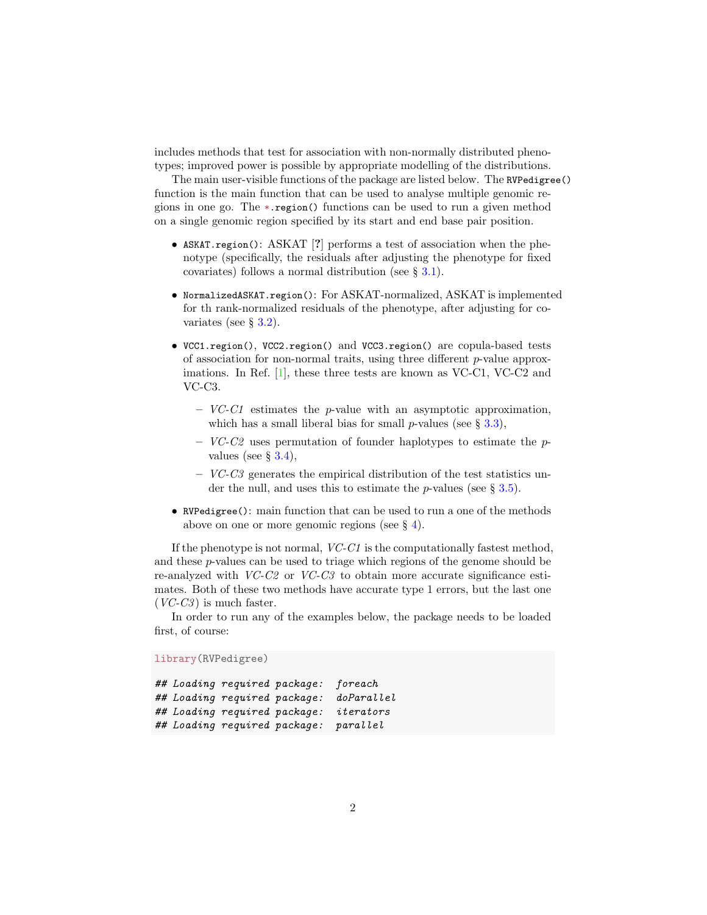includes methods that test for association with non-normally distributed phenotypes; improved power is possible by appropriate modelling of the distributions.

The main user-visible functions of the package are listed below. The `RVPedigree()` function is the main function that can be used to analyse multiple genomic regions in one go. The `*.region()` functions can be used to run a given method on a single genomic region specified by its start and end base pair position.

- `ASKAT.region()`: ASKAT [?] performs a test of association when the phenotype (specifically, the residuals after adjusting the phenotype for fixed covariates) follows a normal distribution (see § 3.1).
- `NormalizedASKAT.region()`: For ASKAT-normalized, ASKAT is implemented for th rank-normalized residuals of the phenotype, after adjusting for covariates (see § 3.2).
- `VCC1.region()`, `VCC2.region()` and `VCC3.region()` are copula-based tests of association for non-normal traits, using three different $p$-value approximations. In Ref. [1], these three tests are known as VC-C1, VC-C2 and VC-C3.
  - *VC-C1* estimates the $p$-value with an asymptotic approximation, which has a small liberal bias for small $p$-values (see § 3.3),
  - *VC-C2* uses permutation of founder haplotypes to estimate the $p$-values (see § 3.4),
  - *VC-C3* generates the empirical distribution of the test statistics under the null, and uses this to estimate the $p$-values (see § 3.5).
- `RVPedigree()`: main function that can be used to run a one of the methods above on one or more genomic regions (see § 4).

If the phenotype is not normal, *VC-C1* is the computationally fastest method, and these $p$-values can be used to triage which regions of the genome should be re-analyzed with *VC-C2* or *VC-C3* to obtain more accurate significance estimates. Both of these two methods have accurate type 1 errors, but the last one (*VC-C3*) is much faster.

In order to run any of the examples below, the package needs to be loaded first, of course:

```
library(RVPedigree)

## Loading required package:  foreach
## Loading required package:  doParallel
## Loading required package:  iterators
## Loading required package:  parallel
```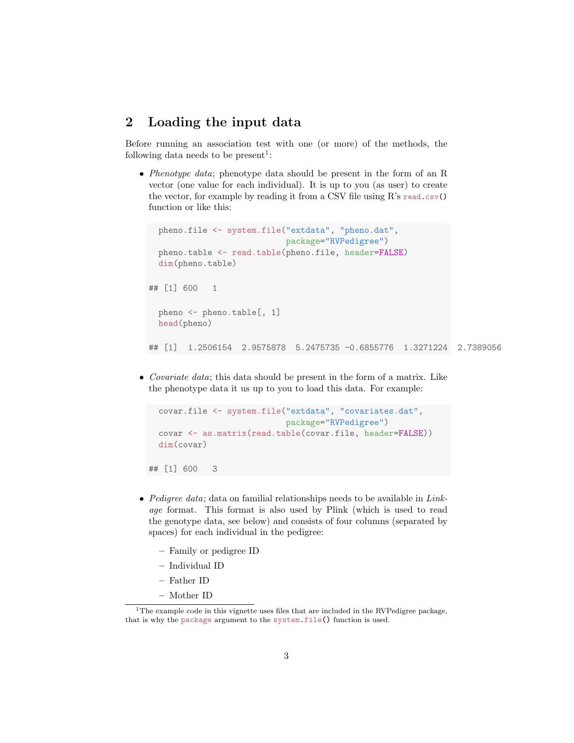## 2 Loading the input data

Before running an association test with one (or more) of the methods, the following data needs to be present[1]:

- *Phenotype data*; phenotype data should be present in the form of an R vector (one value for each individual). It is up to you (as user) to create the vector, for example by reading it from a CSV file using R's `read.csv()` function or like this:

```
pheno.file <- system.file("extdata", "pheno.dat",
                          package="RVPedigree")
pheno.table <- read.table(pheno.file, header=FALSE)
dim(pheno.table)

## [1] 600   1

pheno <- pheno.table[, 1]
head(pheno)

## [1]  1.2506154  2.9575878  5.2475735 -0.6855776  1.3271224  2.7389056
```

- *Covariate data*; this data should be present in the form of a matrix. Like the phenotype data it us up to you to load this data. For example:

```
covar.file <- system.file("extdata", "covariates.dat",
                          package="RVPedigree")
covar <- as.matrix(read.table(covar.file, header=FALSE))
dim(covar)

## [1] 600   3
```

- *Pedigree data*; data on familial relationships needs to be available in *Linkage* format. This format is also used by Plink (which is used to read the genotype data, see below) and consists of four columns (separated by spaces) for each individual in the pedigree:
  - Family or pedigree ID
  - Individual ID
  - Father ID
  - Mother ID

[1] The example code in this vignette uses files that are included in the RVPedigree package, that is why the `package` argument to the `system.file()` function is used.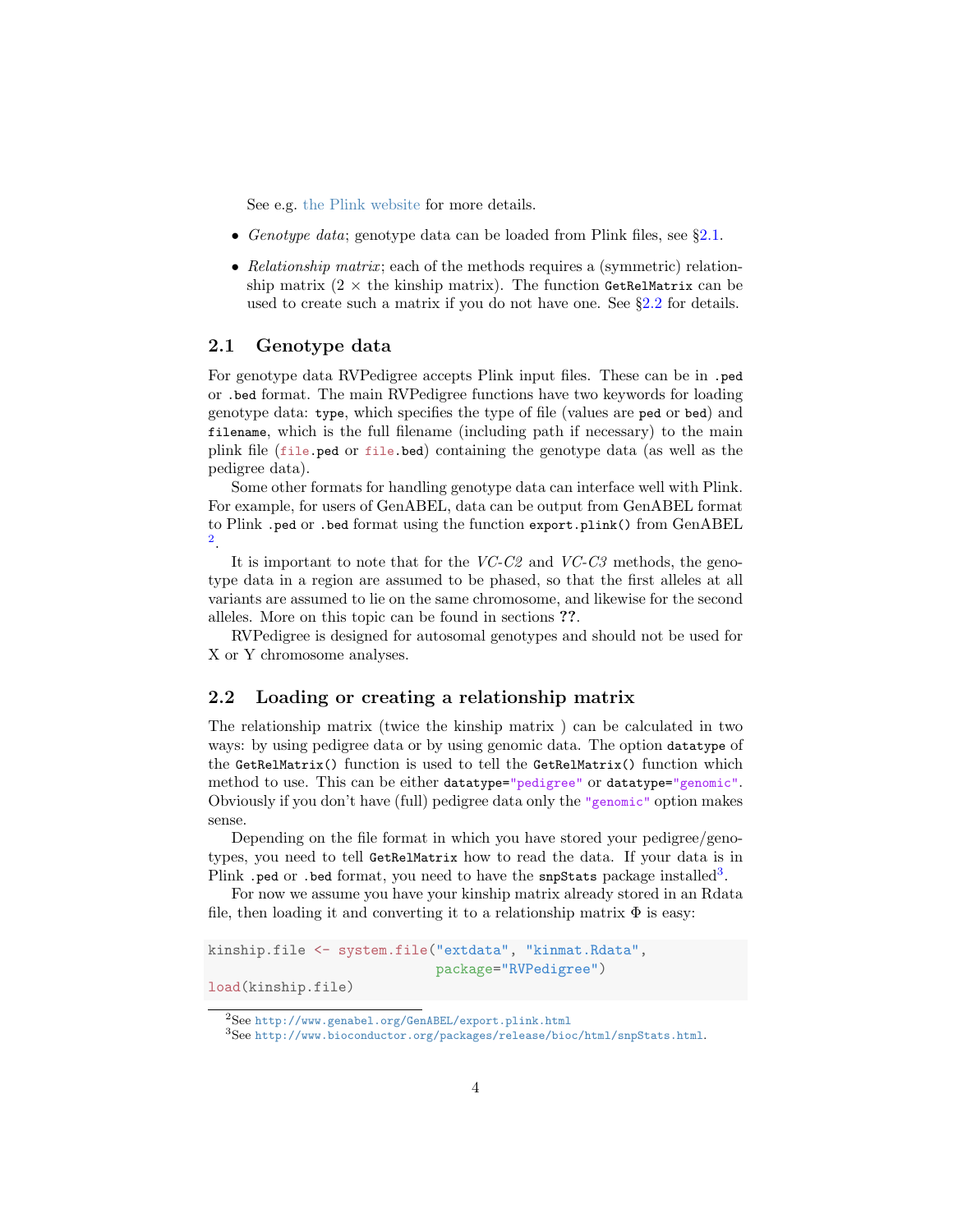See e.g. the Plink website for more details.

- *Genotype data*; genotype data can be loaded from Plink files, see §2.1.
- *Relationship matrix*; each of the methods requires a (symmetric) relationship matrix (2 × the kinship matrix). The function `GetRelMatrix` can be used to create such a matrix if you do not have one. See §2.2 for details.

## 2.1 Genotype data

For genotype data RVPedigree accepts Plink input files. These can be in `.ped` or `.bed` format. The main RVPedigree functions have two keywords for loading genotype data: `type`, which specifies the type of file (values are `ped` or `bed`) and `filename`, which is the full filename (including path if necessary) to the main plink file (`file.ped` or `file.bed`) containing the genotype data (as well as the pedigree data).

Some other formats for handling genotype data can interface well with Plink. For example, for users of GenABEL, data can be output from GenABEL format to Plink `.ped` or `.bed` format using the function `export.plink()` from GenABEL [2].

It is important to note that for the *VC-C2* and *VC-C3* methods, the genotype data in a region are assumed to be phased, so that the first alleles at all variants are assumed to lie on the same chromosome, and likewise for the second alleles. More on this topic can be found in sections **??**.

RVPedigree is designed for autosomal genotypes and should not be used for X or Y chromosome analyses.

## 2.2 Loading or creating a relationship matrix

The relationship matrix (twice the kinship matrix ) can be calculated in two ways: by using pedigree data or by using genomic data. The option `datatype` of the `GetRelMatrix()` function is used to tell the `GetRelMatrix()` function which method to use. This can be either `datatype="pedigree"` or `datatype="genomic"`. Obviously if you don't have (full) pedigree data only the `"genomic"` option makes sense.

Depending on the file format in which you have stored your pedigree/genotypes, you need to tell `GetRelMatrix` how to read the data. If your data is in Plink `.ped` or `.bed` format, you need to have the `snpStats` package installed[3].

For now we assume you have your kinship matrix already stored in an Rdata file, then loading it and converting it to a relationship matrix $\Phi$ is easy:

```
kinship.file <- system.file("extdata", "kinmat.Rdata",
                            package="RVPedigree")
load(kinship.file)
```

[2] See http://www.genabel.org/GenABEL/export.plink.html

[3] See http://www.bioconductor.org/packages/release/bioc/html/snpStats.html.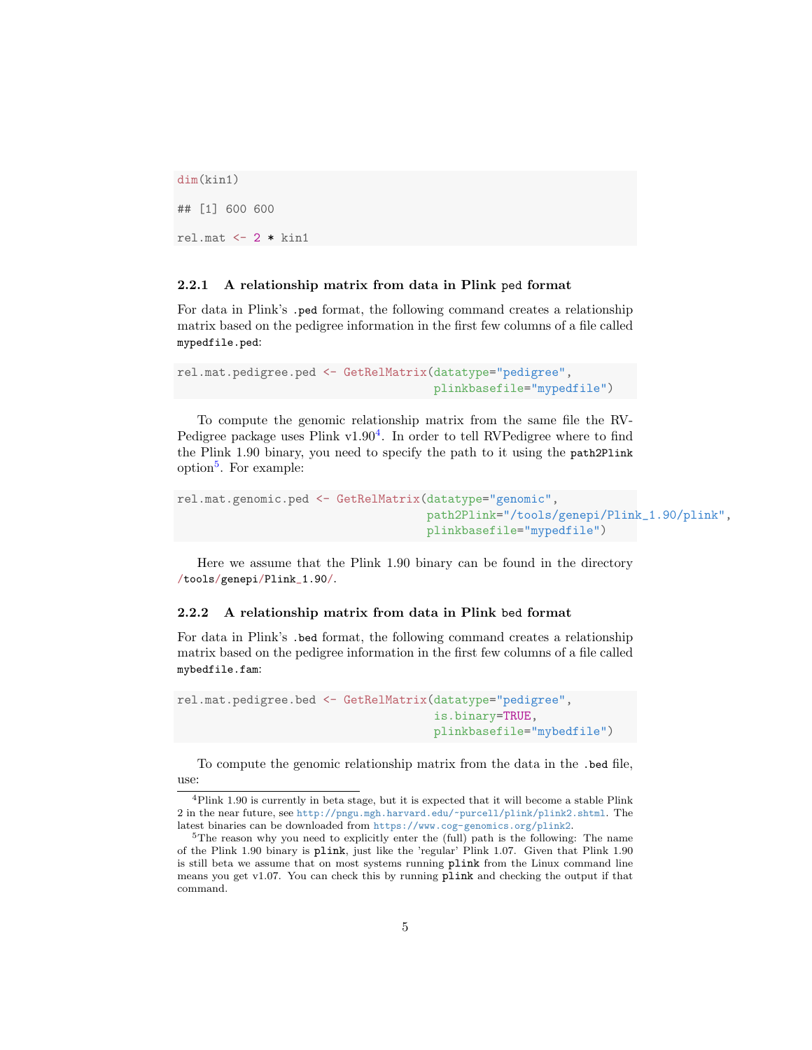```
dim(kin1)

## [1] 600 600

rel.mat <- 2 * kin1
```

### 2.2.1 A relationship matrix from data in Plink ped format

For data in Plink's `.ped` format, the following command creates a relationship matrix based on the pedigree information in the first few columns of a file called `mypedfile.ped`:

```
rel.mat.pedigree.ped <- GetRelMatrix(datatype="pedigree",
                                     plinkbasefile="mypedfile")
```

To compute the genomic relationship matrix from the same file the RVPedigree package uses Plink v1.90[4]. In order to tell RVPedigree where to find the Plink 1.90 binary, you need to specify the path to it using the `path2Plink` option[5]. For example:

```
rel.mat.genomic.ped <- GetRelMatrix(datatype="genomic",
                                    path2Plink="/tools/genepi/Plink_1.90/plink",
                                    plinkbasefile="mypedfile")
```

Here we assume that the Plink 1.90 binary can be found in the directory `/tools/genepi/Plink_1.90/`.

### 2.2.2 A relationship matrix from data in Plink bed format

For data in Plink's `.bed` format, the following command creates a relationship matrix based on the pedigree information in the first few columns of a file called `mybedfile.fam`:

```
rel.mat.pedigree.bed <- GetRelMatrix(datatype="pedigree",
                                     is.binary=TRUE,
                                     plinkbasefile="mybedfile")
```

To compute the genomic relationship matrix from the data in the `.bed` file, use:

---

[4] Plink 1.90 is currently in beta stage, but it is expected that it will become a stable Plink 2 in the near future, see http://pngu.mgh.harvard.edu/~purcell/plink/plink2.shtml. The latest binaries can be downloaded from https://www.cog-genomics.org/plink2.

[5] The reason why you need to explicitly enter the (full) path is the following: The name of the Plink 1.90 binary is `plink`, just like the 'regular' Plink 1.07. Given that Plink 1.90 is still beta we assume that on most systems running `plink` from the Linux command line means you get v1.07. You can check this by running `plink` and checking the output if that command.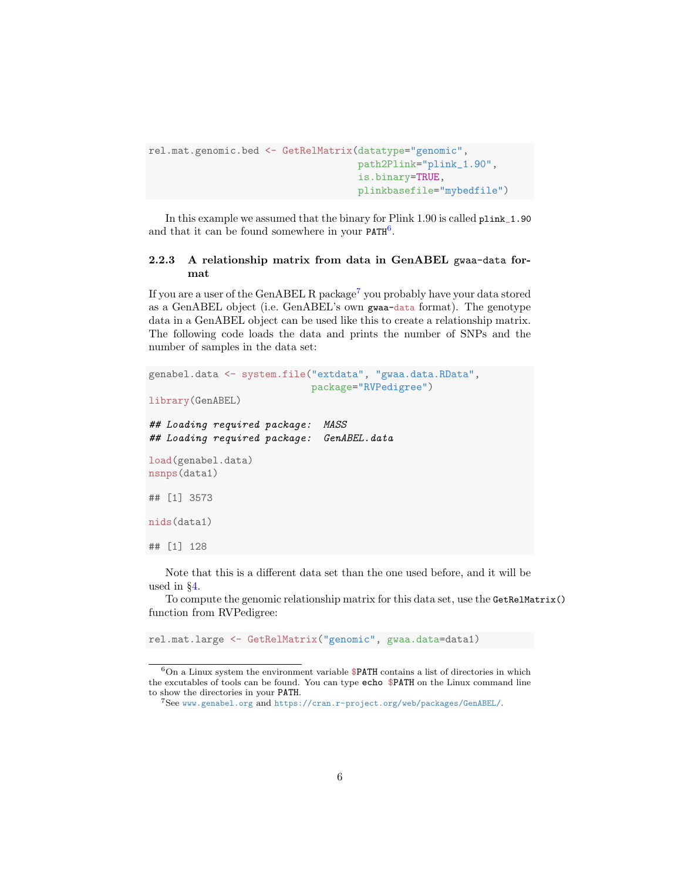```
rel.mat.genomic.bed <- GetRelMatrix(datatype="genomic",
                                    path2Plink="plink_1.90",
                                    is.binary=TRUE,
                                    plinkbasefile="mybedfile")
```

In this example we assumed that the binary for Plink 1.90 is called `plink_1.90` and that it can be found somewhere in your `PATH`[6].

### 2.2.3 A relationship matrix from data in GenABEL `gwaa-data` format

If you are a user of the GenABEL R package[7] you probably have your data stored as a GenABEL object (i.e. GenABEL's own `gwaa-data` format). The genotype data in a GenABEL object can be used like this to create a relationship matrix. The following code loads the data and prints the number of SNPs and the number of samples in the data set:

```
genabel.data <- system.file("extdata", "gwaa.data.RData",
                            package="RVPedigree")
library(GenABEL)

## Loading required package:  MASS
## Loading required package:  GenABEL.data

load(genabel.data)
nsnps(data1)

## [1] 3573

nids(data1)

## [1] 128
```

Note that this is a different data set than the one used before, and it will be used in §4.

To compute the genomic relationship matrix for this data set, use the `GetRelMatrix()` function from RVPedigree:

```
rel.mat.large <- GetRelMatrix("genomic", gwaa.data=data1)
```

---

[6] On a Linux system the environment variable `$PATH` contains a list of directories in which the excutables of tools can be found. You can type `echo $PATH` on the Linux command line to show the directories in your `PATH`.

[7] See www.genabel.org and https://cran.r-project.org/web/packages/GenABEL/.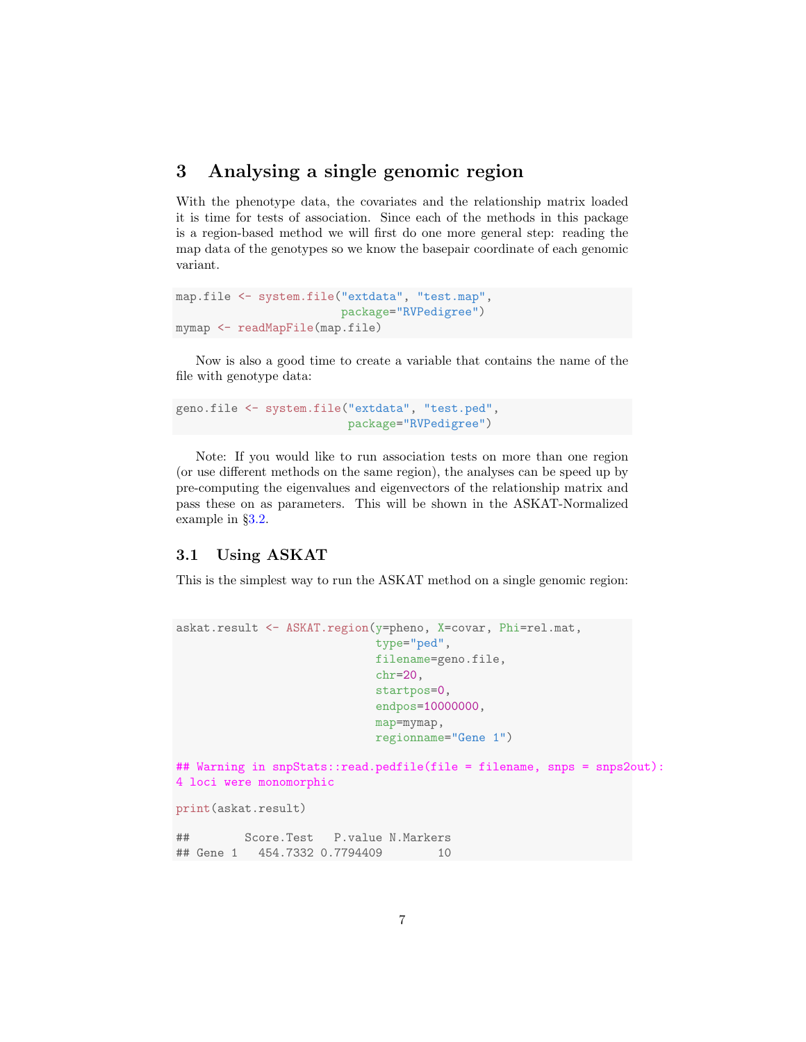# 3 Analysing a single genomic region

With the phenotype data, the covariates and the relationship matrix loaded it is time for tests of association. Since each of the methods in this package is a region-based method we will first do one more general step: reading the map data of the genotypes so we know the basepair coordinate of each genomic variant.

```
map.file <- system.file("extdata", "test.map",
                        package="RVPedigree")
mymap <- readMapFile(map.file)
```

Now is also a good time to create a variable that contains the name of the file with genotype data:

```
geno.file <- system.file("extdata", "test.ped",
                         package="RVPedigree")
```

Note: If you would like to run association tests on more than one region (or use different methods on the same region), the analyses can be speed up by pre-computing the eigenvalues and eigenvectors of the relationship matrix and pass these on as parameters. This will be shown in the ASKAT-Normalized example in §3.2.

## 3.1 Using ASKAT

This is the simplest way to run the ASKAT method on a single genomic region:

```
askat.result <- ASKAT.region(y=pheno, X=covar, Phi=rel.mat,
                             type="ped",
                             filename=geno.file,
                             chr=20,
                             startpos=0,
                             endpos=10000000,
                             map=mymap,
                             regionname="Gene 1")

## Warning in snpStats::read.pedfile(file = filename, snps = snps2out):
4 loci were monomorphic

print(askat.result)

##        Score.Test   P.value N.Markers
## Gene 1   454.7332 0.7794409        10
```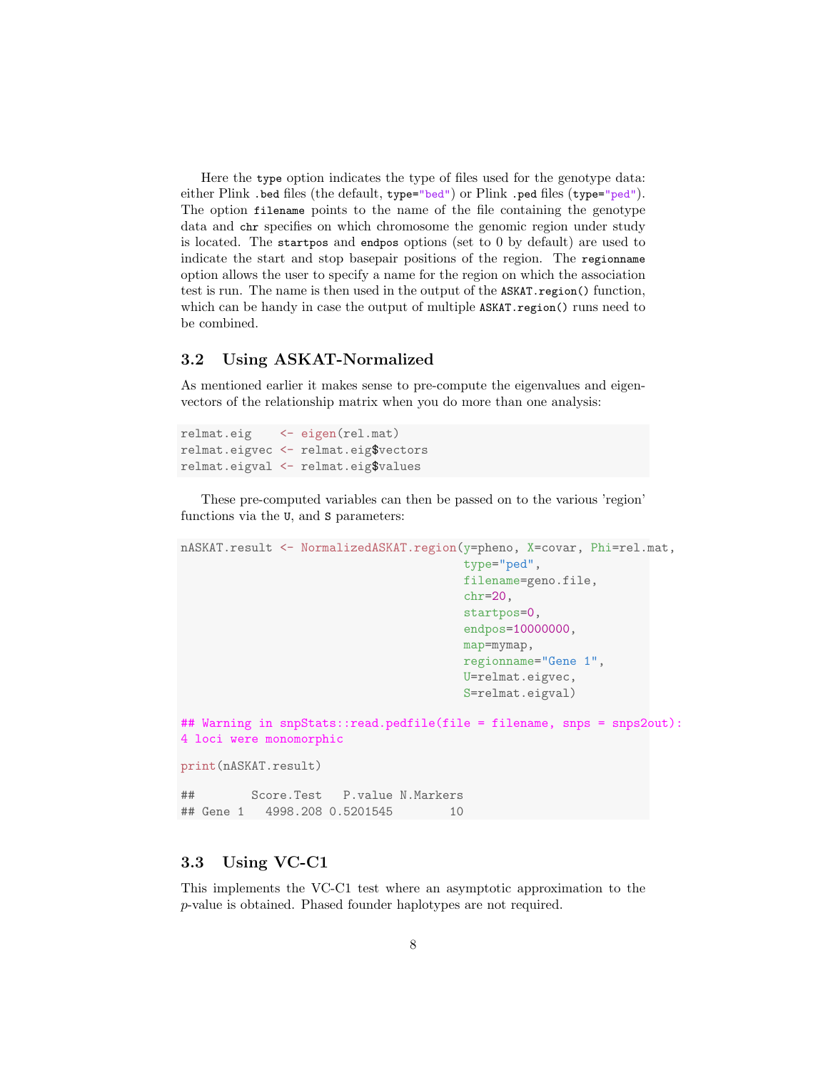Here the `type` option indicates the type of files used for the genotype data: either Plink `.bed` files (the default, `type="bed"`) or Plink `.ped` files (`type="ped"`). The option `filename` points to the name of the file containing the genotype data and `chr` specifies on which chromosome the genomic region under study is located. The `startpos` and `endpos` options (set to 0 by default) are used to indicate the start and stop basepair positions of the region. The `regionname` option allows the user to specify a name for the region on which the association test is run. The name is then used in the output of the `ASKAT.region()` function, which can be handy in case the output of multiple `ASKAT.region()` runs need to be combined.

### 3.2 Using ASKAT-Normalized

As mentioned earlier it makes sense to pre-compute the eigenvalues and eigenvectors of the relationship matrix when you do more than one analysis:

```
relmat.eig    <- eigen(rel.mat)
relmat.eigvec <- relmat.eig$vectors
relmat.eigval <- relmat.eig$values
```

These pre-computed variables can then be passed on to the various 'region' functions via the `U`, and `S` parameters:

```
nASKAT.result <- NormalizedASKAT.region(y=pheno, X=covar, Phi=rel.mat,
                                        type="ped",
                                        filename=geno.file,
                                        chr=20,
                                        startpos=0,
                                        endpos=10000000,
                                        map=mymap,
                                        regionname="Gene 1",
                                        U=relmat.eigvec,
                                        S=relmat.eigval)

## Warning in snpStats::read.pedfile(file = filename, snps = snps2out):
4 loci were monomorphic

print(nASKAT.result)

##        Score.Test   P.value N.Markers
## Gene 1   4998.208 0.5201545        10
```

### 3.3 Using VC-C1

This implements the VC-C1 test where an asymptotic approximation to the $p$-value is obtained. Phased founder haplotypes are not required.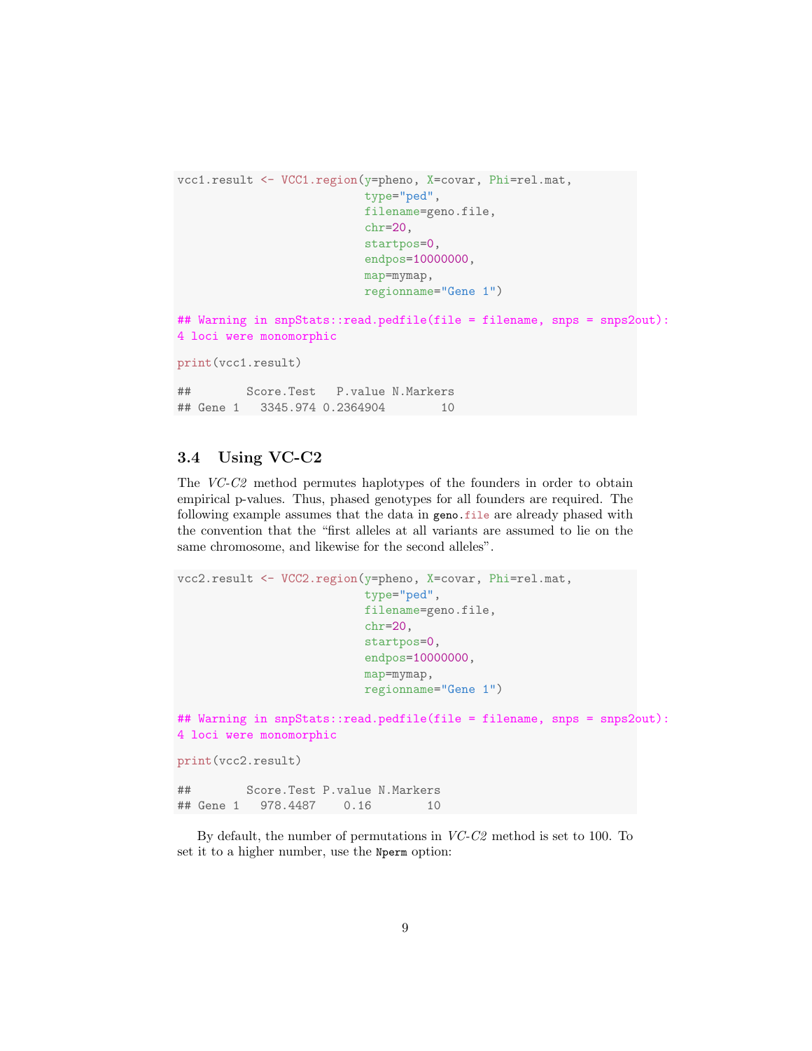```
vcc1.result <- VCC1.region(y=pheno, X=covar, Phi=rel.mat,
                           type="ped",
                           filename=geno.file,
                           chr=20,
                           startpos=0,
                           endpos=10000000,
                           map=mymap,
                           regionname="Gene 1")

## Warning in snpStats::read.pedfile(file = filename, snps = snps2out):
4 loci were monomorphic

print(vcc1.result)

##        Score.Test   P.value N.Markers
## Gene 1   3345.974 0.2364904        10
```

### 3.4 Using VC-C2

The *VC-C2* method permutes haplotypes of the founders in order to obtain empirical p-values. Thus, phased genotypes for all founders are required. The following example assumes that the data in `geno.file` are already phased with the convention that the "first alleles at all variants are assumed to lie on the same chromosome, and likewise for the second alleles".

```
vcc2.result <- VCC2.region(y=pheno, X=covar, Phi=rel.mat,
                           type="ped",
                           filename=geno.file,
                           chr=20,
                           startpos=0,
                           endpos=10000000,
                           map=mymap,
                           regionname="Gene 1")

## Warning in snpStats::read.pedfile(file = filename, snps = snps2out):
4 loci were monomorphic

print(vcc2.result)

##        Score.Test P.value N.Markers
## Gene 1   978.4487    0.16        10
```

By default, the number of permutations in *VC-C2* method is set to 100. To set it to a higher number, use the `Nperm` option: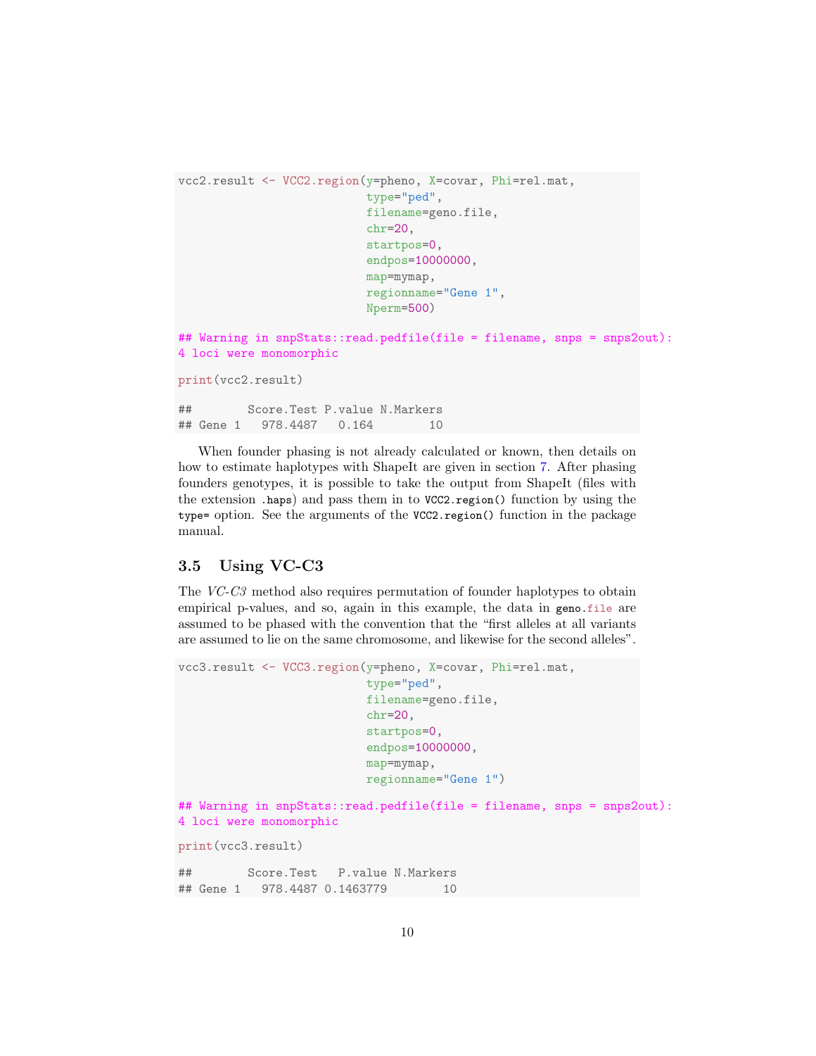```r
vcc2.result <- VCC2.region(y=pheno, X=covar, Phi=rel.mat,
                           type="ped",
                           filename=geno.file,
                           chr=20,
                           startpos=0,
                           endpos=10000000,
                           map=mymap,
                           regionname="Gene 1",
                           Nperm=500)

## Warning in snpStats::read.pedfile(file = filename, snps = snps2out):
4 loci were monomorphic

print(vcc2.result)

##        Score.Test P.value N.Markers
## Gene 1   978.4487   0.164        10
```

When founder phasing is not already calculated or known, then details on how to estimate haplotypes with ShapeIt are given in section 7. After phasing founders genotypes, it is possible to take the output from ShapeIt (files with the extension `.haps`) and pass them in to `VCC2.region()` function by using the `type=` option. See the arguments of the `VCC2.region()` function in the package manual.

### 3.5 Using VC-C3

The *VC-C3* method also requires permutation of founder haplotypes to obtain empirical p-values, and so, again in this example, the data in `geno.file` are assumed to be phased with the convention that the "first alleles at all variants are assumed to lie on the same chromosome, and likewise for the second alleles".

```r
vcc3.result <- VCC3.region(y=pheno, X=covar, Phi=rel.mat,
                           type="ped",
                           filename=geno.file,
                           chr=20,
                           startpos=0,
                           endpos=10000000,
                           map=mymap,
                           regionname="Gene 1")

## Warning in snpStats::read.pedfile(file = filename, snps = snps2out):
4 loci were monomorphic

print(vcc3.result)

##        Score.Test   P.value N.Markers
## Gene 1   978.4487 0.1463779        10
```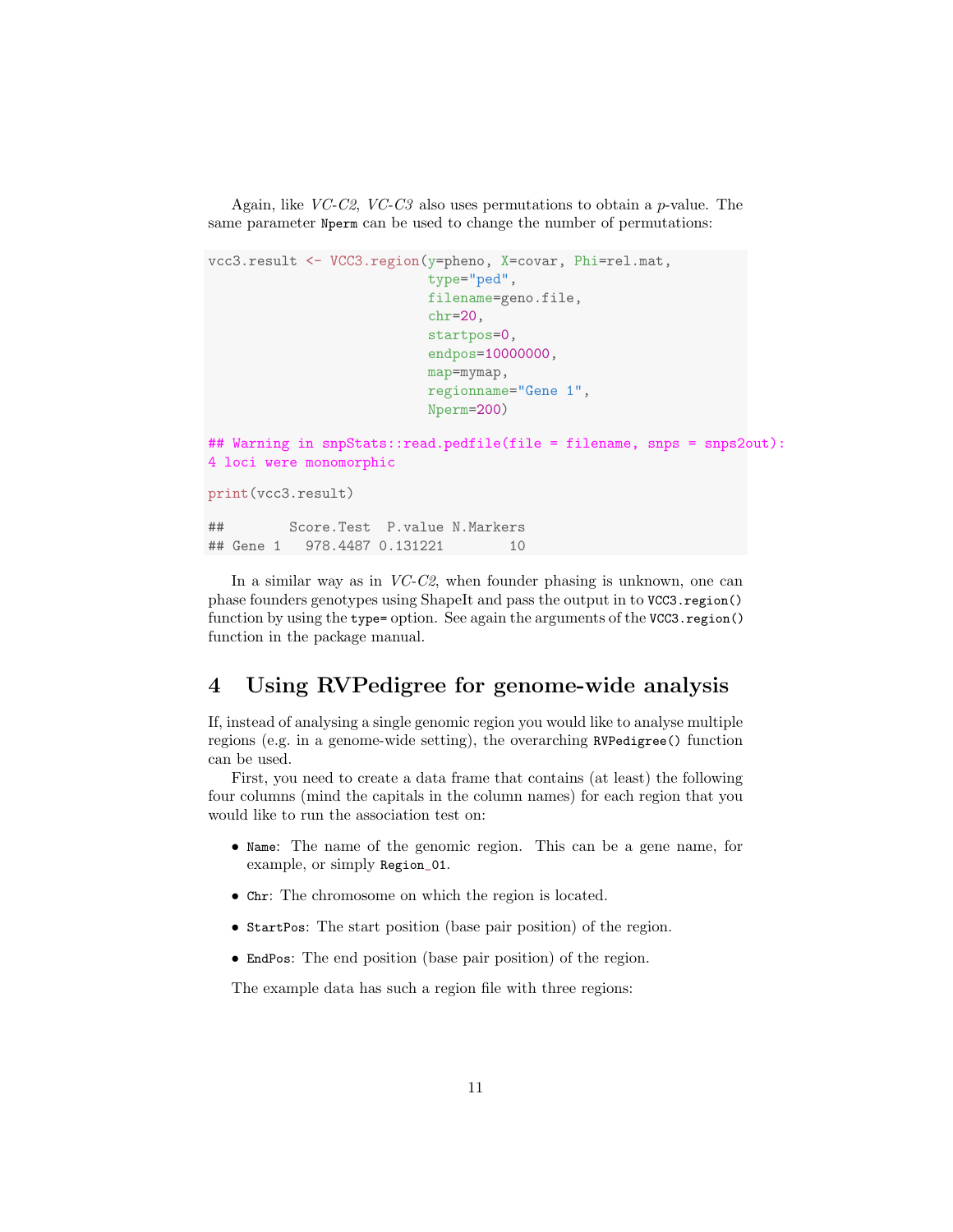Again, like *VC-C2*, *VC-C3* also uses permutations to obtain a *p*-value. The same parameter `Nperm` can be used to change the number of permutations:

```
vcc3.result <- VCC3.region(y=pheno, X=covar, Phi=rel.mat,
                           type="ped",
                           filename=geno.file,
                           chr=20,
                           startpos=0,
                           endpos=10000000,
                           map=mymap,
                           regionname="Gene 1",
                           Nperm=200)

## Warning in snpStats::read.pedfile(file = filename, snps = snps2out):
4 loci were monomorphic

print(vcc3.result)

##        Score.Test  P.value N.Markers
## Gene 1   978.4487 0.131221        10
```

In a similar way as in *VC-C2*, when founder phasing is unknown, one can phase founders genotypes using ShapeIt and pass the output in to `VCC3.region()` function by using the `type=` option. See again the arguments of the `VCC3.region()` function in the package manual.

# 4 Using RVPedigree for genome-wide analysis

If, instead of analysing a single genomic region you would like to analyse multiple regions (e.g. in a genome-wide setting), the overarching `RVPedigree()` function can be used.

First, you need to create a data frame that contains (at least) the following four columns (mind the capitals in the column names) for each region that you would like to run the association test on:

- `Name`: The name of the genomic region. This can be a gene name, for example, or simply `Region_01`.
- `Chr`: The chromosome on which the region is located.
- `StartPos`: The start position (base pair position) of the region.
- `EndPos`: The end position (base pair position) of the region.

The example data has such a region file with three regions: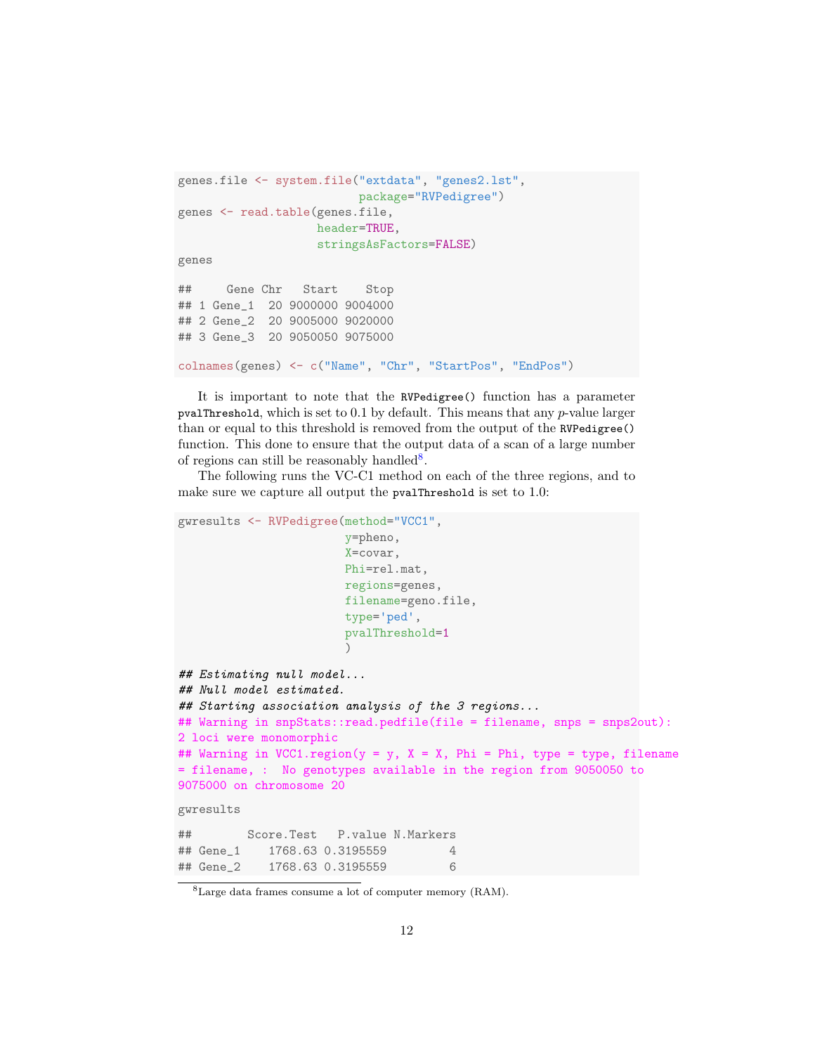```
genes.file <- system.file("extdata", "genes2.lst",
                          package="RVPedigree")
genes <- read.table(genes.file,
                    header=TRUE,
                    stringsAsFactors=FALSE)
genes

##     Gene Chr   Start    Stop
## 1 Gene_1  20 9000000 9004000
## 2 Gene_2  20 9005000 9020000
## 3 Gene_3  20 9050050 9075000

colnames(genes) <- c("Name", "Chr", "StartPos", "EndPos")
```

It is important to note that the `RVPedigree()` function has a parameter `pvalThreshold`, which is set to 0.1 by default. This means that any *p*-value larger than or equal to this threshold is removed from the output of the `RVPedigree()` function. This done to ensure that the output data of a scan of a large number of regions can still be reasonably handled[8].

The following runs the VC-C1 method on each of the three regions, and to make sure we capture all output the `pvalThreshold` is set to 1.0:

```
gwresults <- RVPedigree(method="VCC1",
                        y=pheno,
                        X=covar,
                        Phi=rel.mat,
                        regions=genes,
                        filename=geno.file,
                        type='ped',
                        pvalThreshold=1
                        )

## Estimating null model...
## Null model estimated.
## Starting association analysis of the 3 regions...
## Warning in snpStats::read.pedfile(file = filename, snps = snps2out):
2 loci were monomorphic
## Warning in VCC1.region(y = y, X = X, Phi = Phi, type = type, filename
= filename, :  No genotypes available in the region from 9050050 to
9075000 on chromosome 20

gwresults

##        Score.Test   P.value N.Markers
## Gene_1    1768.63 0.3195559         4
## Gene_2    1768.63 0.3195559         6
```

[8] Large data frames consume a lot of computer memory (RAM).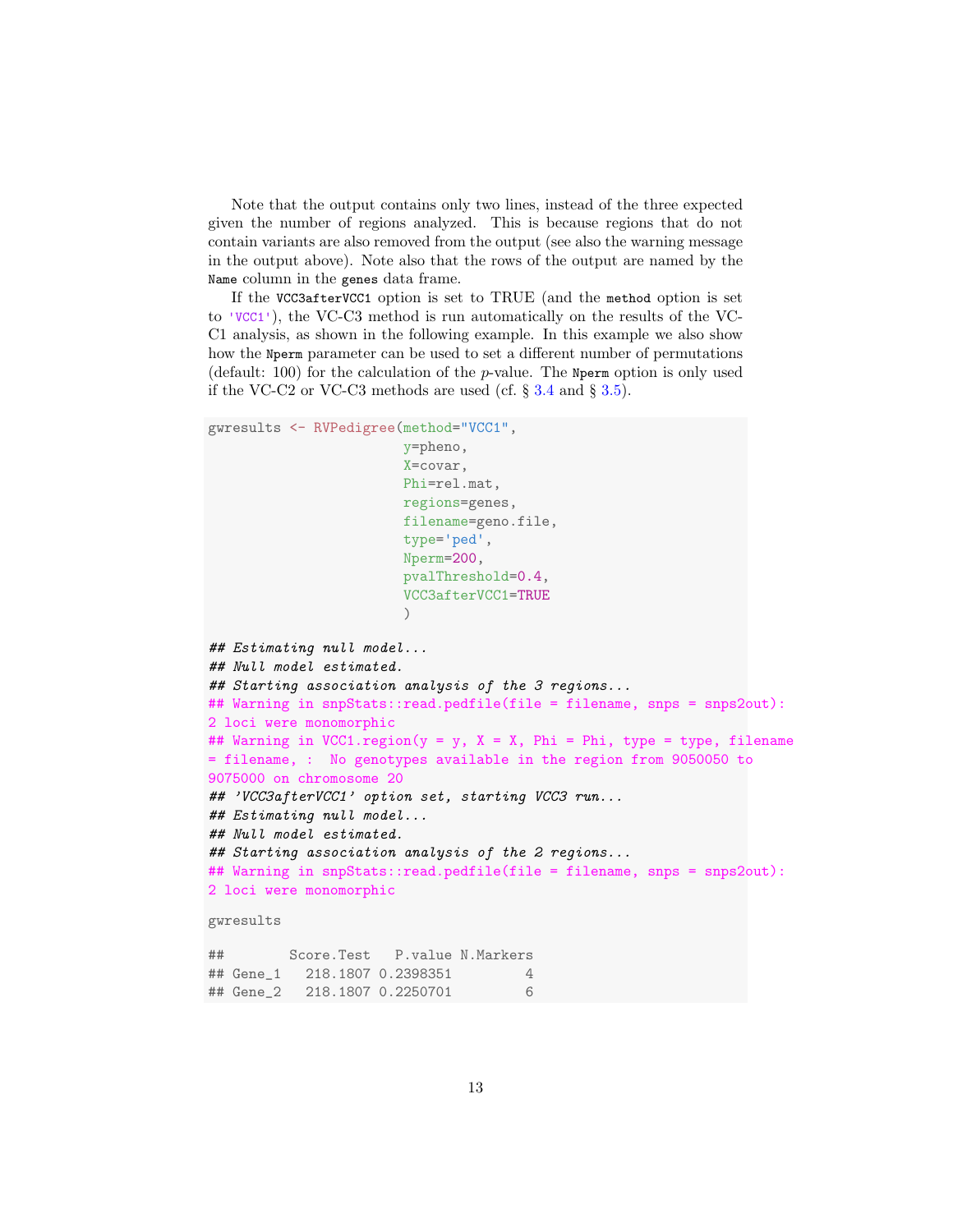Note that the output contains only two lines, instead of the three expected given the number of regions analyzed. This is because regions that do not contain variants are also removed from the output (see also the warning message in the output above). Note also that the rows of the output are named by the `Name` column in the `genes` data frame.

If the `VCC3afterVCC1` option is set to TRUE (and the `method` option is set to `'VCC1'`), the VC-C3 method is run automatically on the results of the VC-C1 analysis, as shown in the following example. In this example we also show how the `Nperm` parameter can be used to set a different number of permutations (default: 100) for the calculation of the *p*-value. The `Nperm` option is only used if the VC-C2 or VC-C3 methods are used (cf. § 3.4 and § 3.5).

```
gwresults <- RVPedigree(method="VCC1",
                        y=pheno,
                        X=covar,
                        Phi=rel.mat,
                        regions=genes,
                        filename=geno.file,
                        type='ped',
                        Nperm=200,
                        pvalThreshold=0.4,
                        VCC3afterVCC1=TRUE
                        )

## Estimating null model...
## Null model estimated.
## Starting association analysis of the 3 regions...
## Warning in snpStats::read.pedfile(file = filename, snps = snps2out):
2 loci were monomorphic
## Warning in VCC1.region(y = y, X = X, Phi = Phi, type = type, filename
= filename, :  No genotypes available in the region from 9050050 to
9075000 on chromosome 20
## 'VCC3afterVCC1' option set, starting VCC3 run...
## Estimating null model...
## Null model estimated.
## Starting association analysis of the 2 regions...
## Warning in snpStats::read.pedfile(file = filename, snps = snps2out):
2 loci were monomorphic

gwresults

##        Score.Test   P.value N.Markers
## Gene_1   218.1807 0.2398351         4
## Gene_2   218.1807 0.2250701         6
```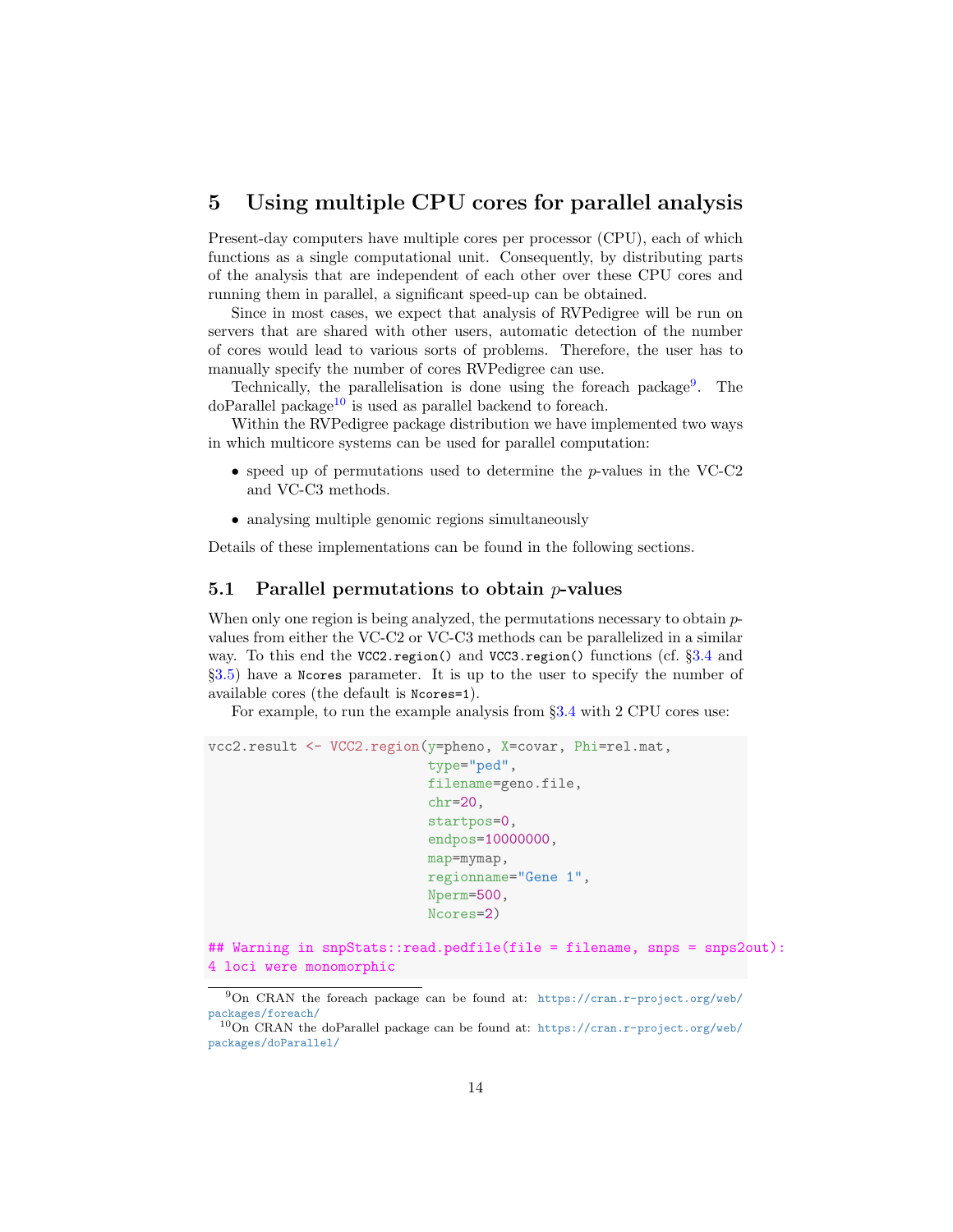## 5 Using multiple CPU cores for parallel analysis

Present-day computers have multiple cores per processor (CPU), each of which functions as a single computational unit. Consequently, by distributing parts of the analysis that are independent of each other over these CPU cores and running them in parallel, a significant speed-up can be obtained.

Since in most cases, we expect that analysis of RVPedigree will be run on servers that are shared with other users, automatic detection of the number of cores would lead to various sorts of problems. Therefore, the user has to manually specify the number of cores RVPedigree can use.

Technically, the parallelisation is done using the foreach package[9]. The doParallel package[10] is used as parallel backend to foreach.

Within the RVPedigree package distribution we have implemented two ways in which multicore systems can be used for parallel computation:

- speed up of permutations used to determine the *p*-values in the VC-C2 and VC-C3 methods.
- analysing multiple genomic regions simultaneously

Details of these implementations can be found in the following sections.

### 5.1 Parallel permutations to obtain *p*-values

When only one region is being analyzed, the permutations necessary to obtain *p*-values from either the VC-C2 or VC-C3 methods can be parallelized in a similar way. To this end the `VCC2.region()` and `VCC3.region()` functions (cf. §3.4 and §3.5) have a `Ncores` parameter. It is up to the user to specify the number of available cores (the default is `Ncores=1`).

For example, to run the example analysis from §3.4 with 2 CPU cores use:

```
vcc2.result <- VCC2.region(y=pheno, X=covar, Phi=rel.mat,
                           type="ped",
                           filename=geno.file,
                           chr=20,
                           startpos=0,
                           endpos=10000000,
                           map=mymap,
                           regionname="Gene 1",
                           Nperm=500,
                           Ncores=2)

## Warning in snpStats::read.pedfile(file = filename, snps = snps2out):
4 loci were monomorphic
```

[9]On CRAN the foreach package can be found at: https://cran.r-project.org/web/packages/foreach/

[10]On CRAN the doParallel package can be found at: https://cran.r-project.org/web/packages/doParallel/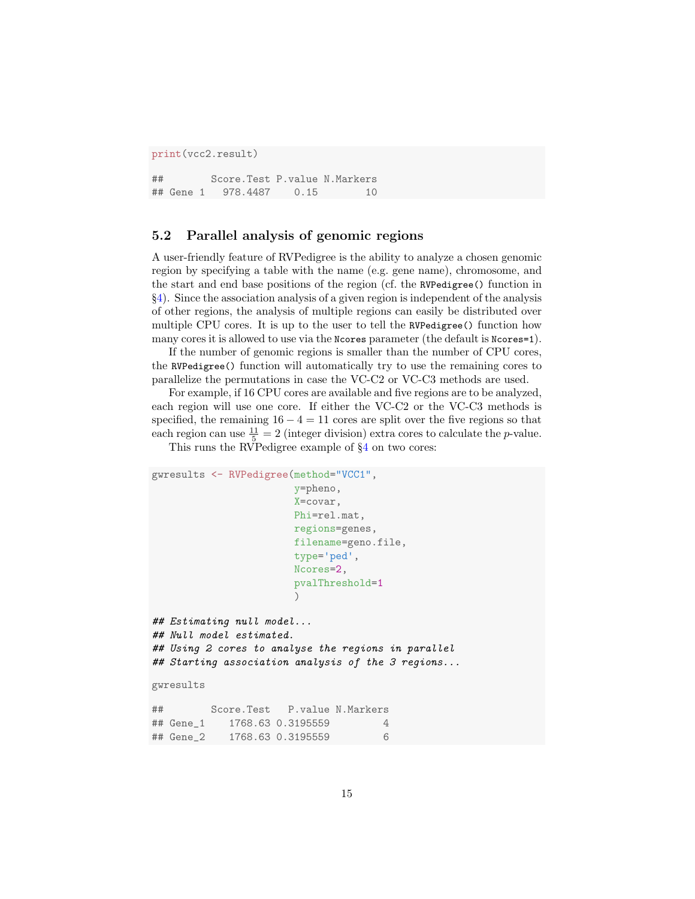```
print(vcc2.result)

##        Score.Test P.value N.Markers
## Gene 1   978.4487    0.15        10
```

### 5.2 Parallel analysis of genomic regions

A user-friendly feature of RVPedigree is the ability to analyze a chosen genomic region by specifying a table with the name (e.g. gene name), chromosome, and the start and end base positions of the region (cf. the `RVPedigree()` function in §4). Since the association analysis of a given region is independent of the analysis of other regions, the analysis of multiple regions can easily be distributed over multiple CPU cores. It is up to the user to tell the `RVPedigree()` function how many cores it is allowed to use via the `Ncores` parameter (the default is `Ncores=1`).

If the number of genomic regions is smaller than the number of CPU cores, the `RVPedigree()` function will automatically try to use the remaining cores to parallelize the permutations in case the VC-C2 or VC-C3 methods are used.

For example, if 16 CPU cores are available and five regions are to be analyzed, each region will use one core. If either the VC-C2 or the VC-C3 methods is specified, the remaining $16 - 4 = 11$ cores are split over the five regions so that each region can use $\frac{11}{5} = 2$ (integer division) extra cores to calculate the $p$-value.

This runs the RVPedigree example of §4 on two cores:

```
gwresults <- RVPedigree(method="VCC1",
                        y=pheno,
                        X=covar,
                        Phi=rel.mat,
                        regions=genes,
                        filename=geno.file,
                        type='ped',
                        Ncores=2,
                        pvalThreshold=1
                        )

## Estimating null model...
## Null model estimated.
## Using 2 cores to analyse the regions in parallel
## Starting association analysis of the 3 regions...

gwresults

##        Score.Test   P.value N.Markers
## Gene_1    1768.63 0.3195559         4
## Gene_2    1768.63 0.3195559         6
```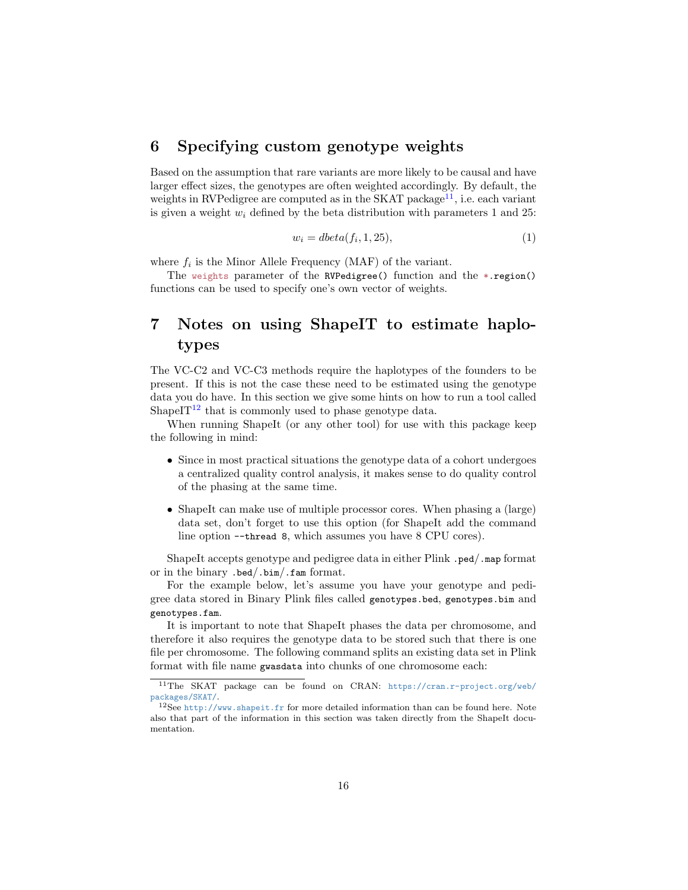## 6 Specifying custom genotype weights

Based on the assumption that rare variants are more likely to be causal and have larger effect sizes, the genotypes are often weighted accordingly. By default, the weights in RVPedigree are computed as in the SKAT package[11], i.e. each variant is given a weight $w_i$ defined by the beta distribution with parameters 1 and 25:

$$w_i = dbeta(f_i, 1, 25), \tag{1}$$

where $f_i$ is the Minor Allele Frequency (MAF) of the variant.

The `weights` parameter of the `RVPedigree()` function and the `*.region()` functions can be used to specify one's own vector of weights.

## 7 Notes on using ShapeIT to estimate haplotypes

The VC-C2 and VC-C3 methods require the haplotypes of the founders to be present. If this is not the case these need to be estimated using the genotype data you do have. In this section we give some hints on how to run a tool called ShapeIT[12] that is commonly used to phase genotype data.

When running ShapeIt (or any other tool) for use with this package keep the following in mind:

- Since in most practical situations the genotype data of a cohort undergoes a centralized quality control analysis, it makes sense to do quality control of the phasing at the same time.
- ShapeIt can make use of multiple processor cores. When phasing a (large) data set, don't forget to use this option (for ShapeIt add the command line option `--thread 8`, which assumes you have 8 CPU cores).

ShapeIt accepts genotype and pedigree data in either Plink `.ped`/`.map` format or in the binary `.bed`/`.bim`/`.fam` format.

For the example below, let's assume you have your genotype and pedigree data stored in Binary Plink files called `genotypes.bed`, `genotypes.bim` and `genotypes.fam`.

It is important to note that ShapeIt phases the data per chromosome, and therefore it also requires the genotype data to be stored such that there is one file per chromosome. The following command splits an existing data set in Plink format with file name `gwasdata` into chunks of one chromosome each:

[11] The SKAT package can be found on CRAN: https://cran.r-project.org/web/packages/SKAT/.

[12] See http://www.shapeit.fr for more detailed information than can be found here. Note also that part of the information in this section was taken directly from the ShapeIt documentation.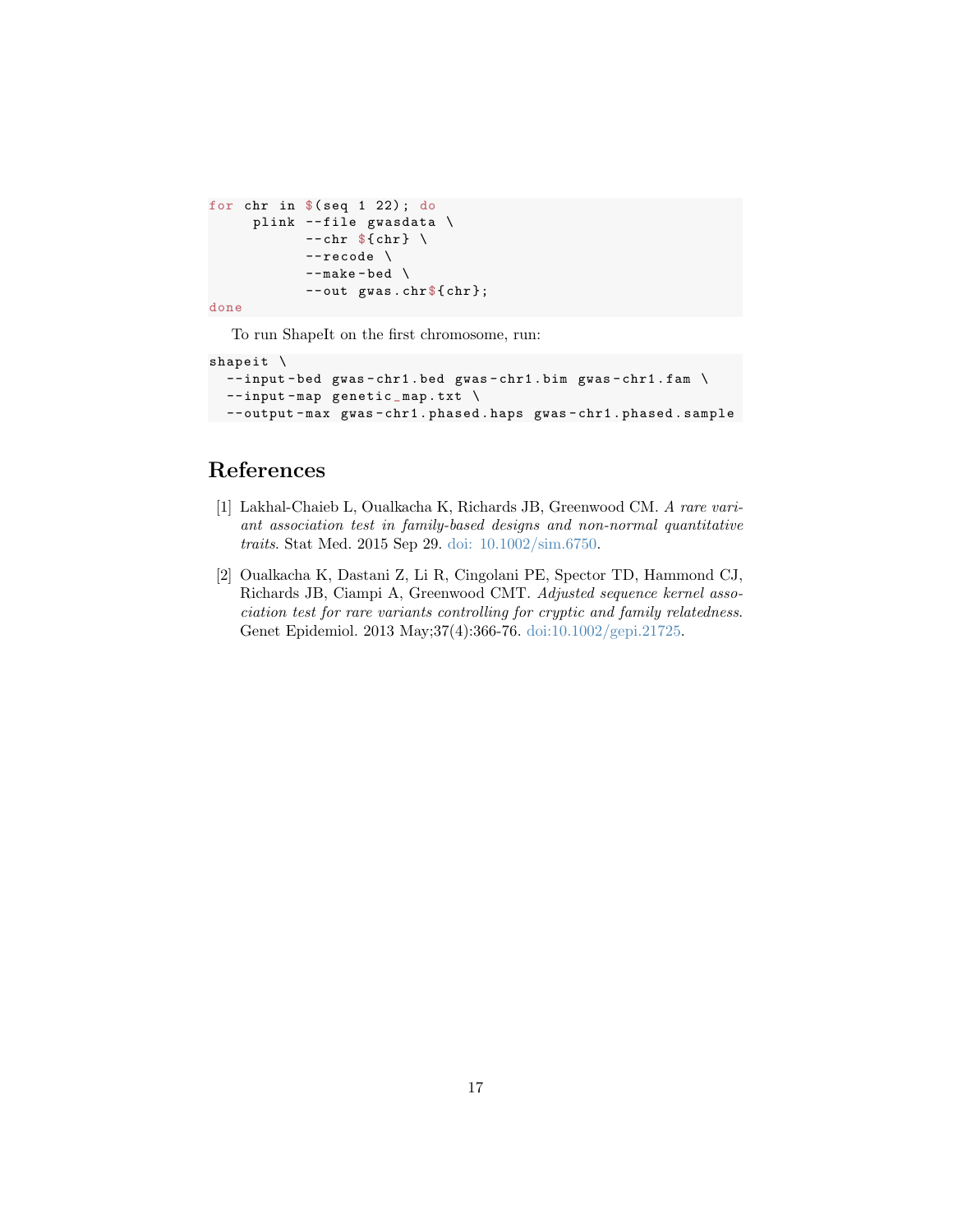```
for chr in $(seq 1 22); do
     plink --file gwasdata \
           --chr ${chr} \
           --recode \
           --make-bed \
           --out gwas.chr${chr};
done
```

To run ShapeIt on the first chromosome, run:

```
shapeit \
  --input-bed gwas-chr1.bed gwas-chr1.bim gwas-chr1.fam \
  --input-map genetic_map.txt \
  --output-max gwas-chr1.phased.haps gwas-chr1.phased.sample
```

## References

[1] Lakhal-Chaieb L, Oualkacha K, Richards JB, Greenwood CM. *A rare variant association test in family-based designs and non-normal quantitative traits*. Stat Med. 2015 Sep 29. doi: 10.1002/sim.6750.

[2] Oualkacha K, Dastani Z, Li R, Cingolani PE, Spector TD, Hammond CJ, Richards JB, Ciampi A, Greenwood CMT. *Adjusted sequence kernel association test for rare variants controlling for cryptic and family relatedness*. Genet Epidemiol. 2013 May;37(4):366-76. doi:10.1002/gepi.21725.